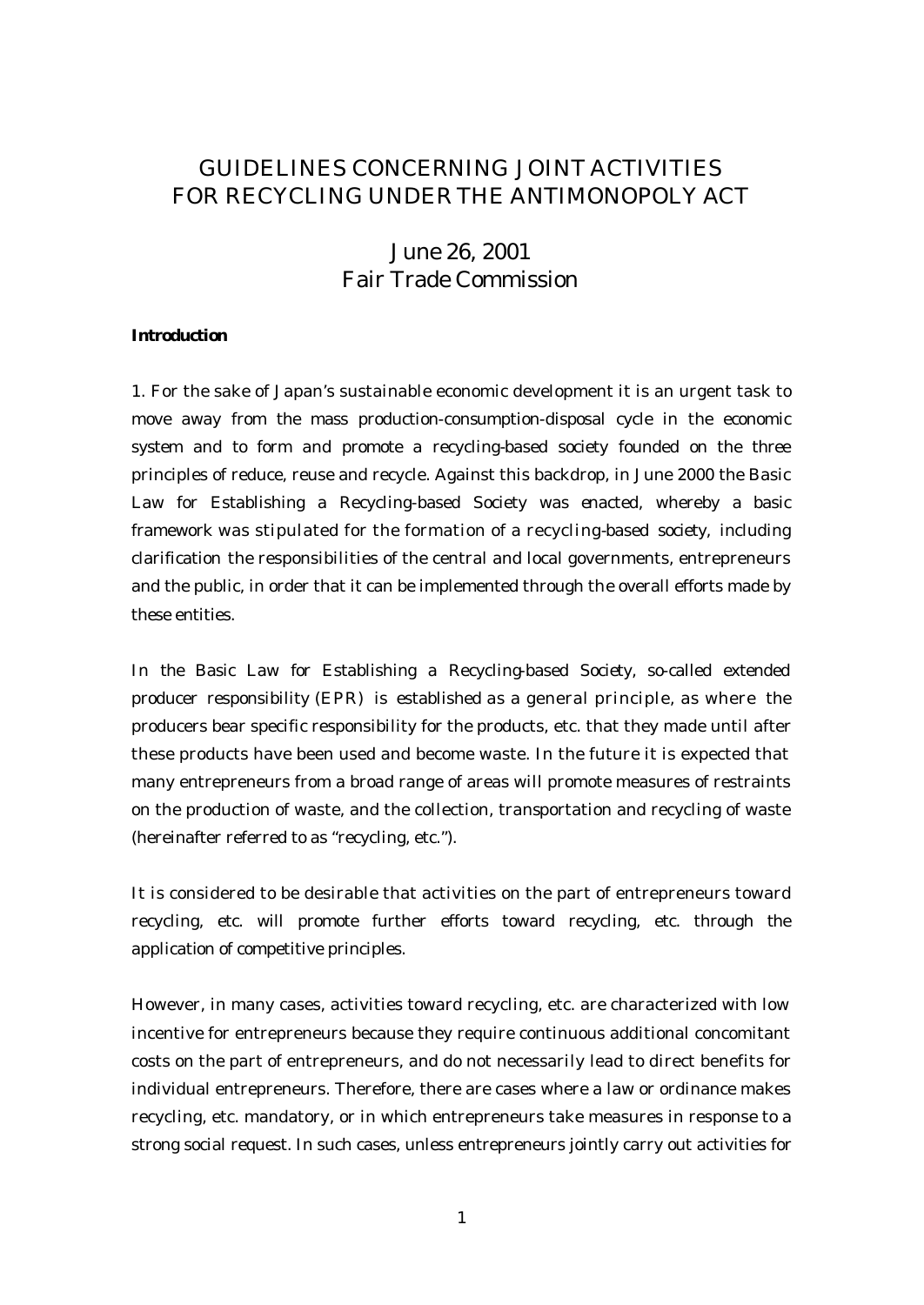# GUIDELINES CONCERNING JOINT ACTIVITIES FOR RECYCLING UNDER THE ANTIMONOPOLY ACT

## June 26, 2001
## Fair Trade Commission

**Introduction**

1. For the sake of Japan's sustainable economic development it is an urgent task to move away from the mass production-consumption-disposal cycle in the economic system and to form and promote a recycling-based society founded on the three principles of reduce, reuse and recycle. Against this backdrop, in June 2000 the Basic Law for Establishing a Recycling-based Society was enacted, whereby a basic framework was stipulated for the formation of a recycling-based society, including clarification the responsibilities of the central and local governments, entrepreneurs and the public, in order that it can be implemented through the overall efforts made by these entities.

In the Basic Law for Establishing a Recycling-based Society, so-called extended producer responsibility (EPR) is established as a general principle, as where the producers bear specific responsibility for the products, etc. that they made until after these products have been used and become waste. In the future it is expected that many entrepreneurs from a broad range of areas will promote measures of restraints on the production of waste, and the collection, transportation and recycling of waste (hereinafter referred to as "recycling, etc.").

It is considered to be desirable that activities on the part of entrepreneurs toward recycling, etc. will promote further efforts toward recycling, etc. through the application of competitive principles.

However, in many cases, activities toward recycling, etc. are characterized with low incentive for entrepreneurs because they require continuous additional concomitant costs on the part of entrepreneurs, and do not necessarily lead to direct benefits for individual entrepreneurs. Therefore, there are cases where a law or ordinance makes recycling, etc. mandatory, or in which entrepreneurs take measures in response to a strong social request. In such cases, unless entrepreneurs jointly carry out activities for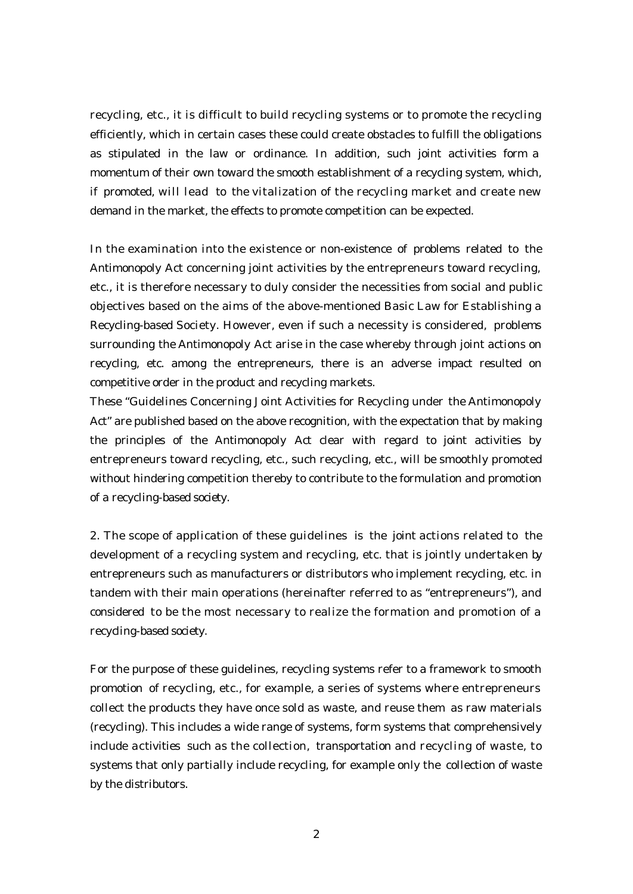recycling, etc., it is difficult to build recycling systems or to promote the recycling efficiently, which in certain cases these could create obstacles to fulfill the obligations as stipulated in the law or ordinance. In addition, such joint activities form a momentum of their own toward the smooth establishment of a recycling system, which, if promoted, will lead to the vitalization of the recycling market and create new demand in the market, the effects to promote competition can be expected.

In the examination into the existence or non-existence of problems related to the Antimonopoly Act concerning joint activities by the entrepreneurs toward recycling, etc., it is therefore necessary to duly consider the necessities from social and public objectives based on the aims of the above-mentioned Basic Law for Establishing a Recycling-based Society. However, even if such a necessity is considered, problems surrounding the Antimonopoly Act arise in the case whereby through joint actions on recycling, etc. among the entrepreneurs, there is an adverse impact resulted on competitive order in the product and recycling markets.

These "Guidelines Concerning Joint Activities for Recycling under the Antimonopoly Act" are published based on the above recognition, with the expectation that by making the principles of the Antimonopoly Act clear with regard to joint activities by entrepreneurs toward recycling, etc., such recycling, etc., will be smoothly promoted without hindering competition thereby to contribute to the formulation and promotion of a recycling-based society.

2. The scope of application of these guidelines is the joint actions related to the development of a recycling system and recycling, etc. that is jointly undertaken by entrepreneurs such as manufacturers or distributors who implement recycling, etc. in tandem with their main operations (hereinafter referred to as "entrepreneurs"), and considered to be the most necessary to realize the formation and promotion of a recycling-based society.

For the purpose of these guidelines, recycling systems refer to a framework to smooth promotion of recycling, etc., for example, a series of systems where entrepreneurs collect the products they have once sold as waste, and reuse them as raw materials (recycling). This includes a wide range of systems, form systems that comprehensively include activities such as the collection, transportation and recycling of waste, to systems that only partially include recycling, for example only the collection of waste by the distributors.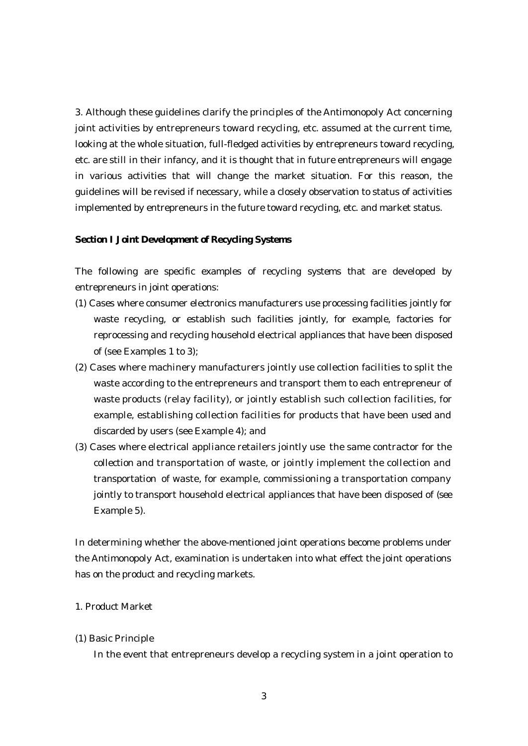3. Although these guidelines clarify the principles of the Antimonopoly Act concerning joint activities by entrepreneurs toward recycling, etc. assumed at the current time, looking at the whole situation, full-fledged activities by entrepreneurs toward recycling, etc. are still in their infancy, and it is thought that in future entrepreneurs will engage in various activities that will change the market situation. For this reason, the guidelines will be revised if necessary, while a closely observation to status of activities implemented by entrepreneurs in the future toward recycling, etc. and market status.

**Section I Joint Development of Recycling Systems**

The following are specific examples of recycling systems that are developed by entrepreneurs in joint operations:

(1) Cases where consumer electronics manufacturers use processing facilities jointly for waste recycling, or establish such facilities jointly, for example, factories for reprocessing and recycling household electrical appliances that have been disposed of (see Examples 1 to 3);

(2) Cases where machinery manufacturers jointly use collection facilities to split the waste according to the entrepreneurs and transport them to each entrepreneur of waste products (relay facility), or jointly establish such collection facilities, for example, establishing collection facilities for products that have been used and discarded by users (see Example 4); and

(3) Cases where electrical appliance retailers jointly use the same contractor for the collection and transportation of waste, or jointly implement the collection and transportation of waste, for example, commissioning a transportation company jointly to transport household electrical appliances that have been disposed of (see Example 5).

In determining whether the above-mentioned joint operations become problems under the Antimonopoly Act, examination is undertaken into what effect the joint operations has on the product and recycling markets.

1. Product Market

(1) Basic Principle

In the event that entrepreneurs develop a recycling system in a joint operation to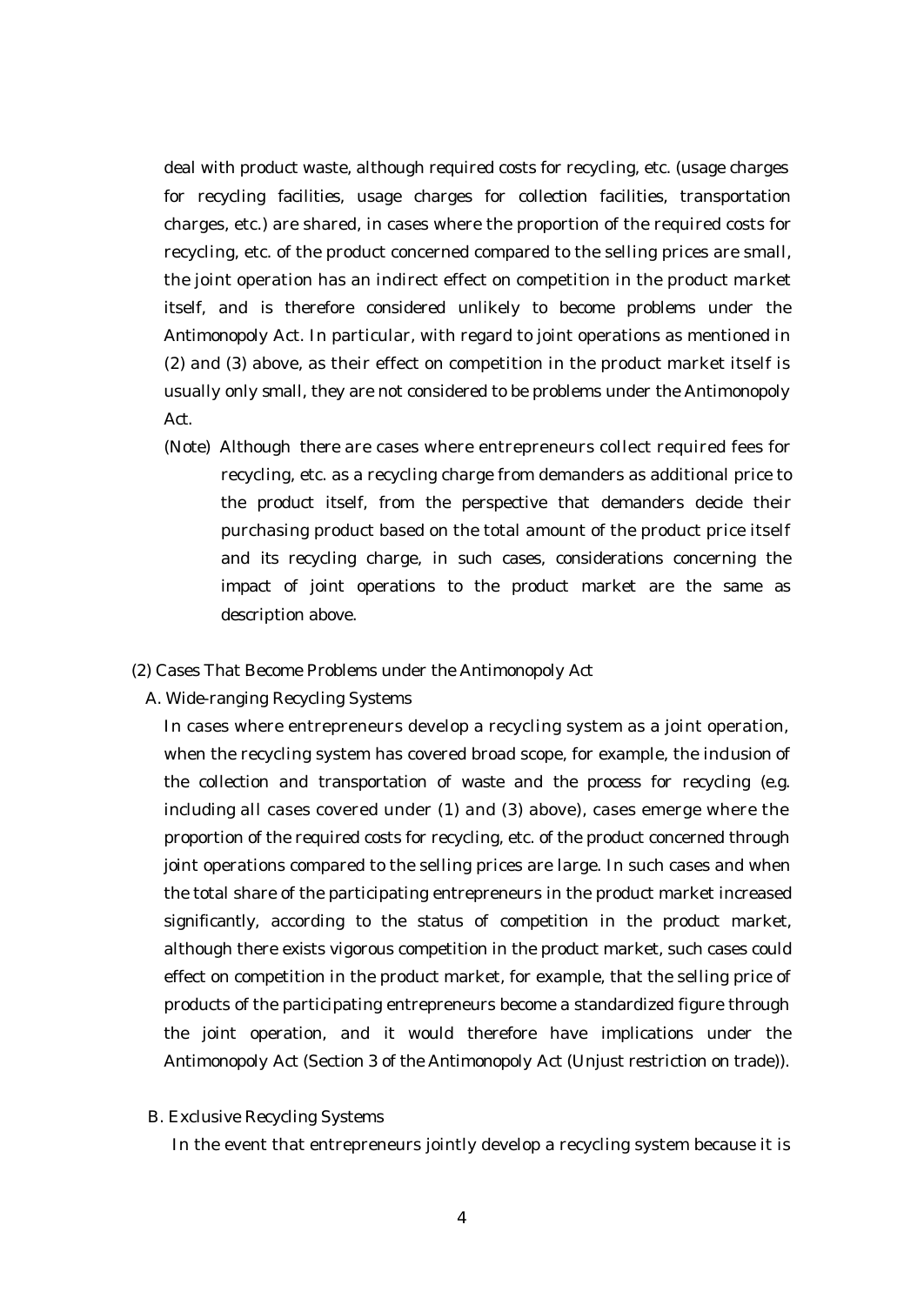deal with product waste, although required costs for recycling, etc. (usage charges for recycling facilities, usage charges for collection facilities, transportation charges, etc.) are shared, in cases where the proportion of the required costs for recycling, etc. of the product concerned compared to the selling prices are small, the joint operation has an indirect effect on competition in the product market itself, and is therefore considered unlikely to become problems under the Antimonopoly Act. In particular, with regard to joint operations as mentioned in (2) and (3) above, as their effect on competition in the product market itself is usually only small, they are not considered to be problems under the Antimonopoly Act.

(Note) Although there are cases where entrepreneurs collect required fees for recycling, etc. as a recycling charge from demanders as additional price to the product itself, from the perspective that demanders decide their purchasing product based on the total amount of the product price itself and its recycling charge, in such cases, considerations concerning the impact of joint operations to the product market are the same as description above.

(2) Cases That Become Problems under the Antimonopoly Act

A. Wide-ranging Recycling Systems

In cases where entrepreneurs develop a recycling system as a joint operation, when the recycling system has covered broad scope, for example, the inclusion of the collection and transportation of waste and the process for recycling (e.g. including all cases covered under (1) and (3) above), cases emerge where the proportion of the required costs for recycling, etc. of the product concerned through joint operations compared to the selling prices are large. In such cases and when the total share of the participating entrepreneurs in the product market increased significantly, according to the status of competition in the product market, although there exists vigorous competition in the product market, such cases could effect on competition in the product market, for example, that the selling price of products of the participating entrepreneurs become a standardized figure through the joint operation, and it would therefore have implications under the Antimonopoly Act (Section 3 of the Antimonopoly Act (Unjust restriction on trade)).

B. Exclusive Recycling Systems

In the event that entrepreneurs jointly develop a recycling system because it is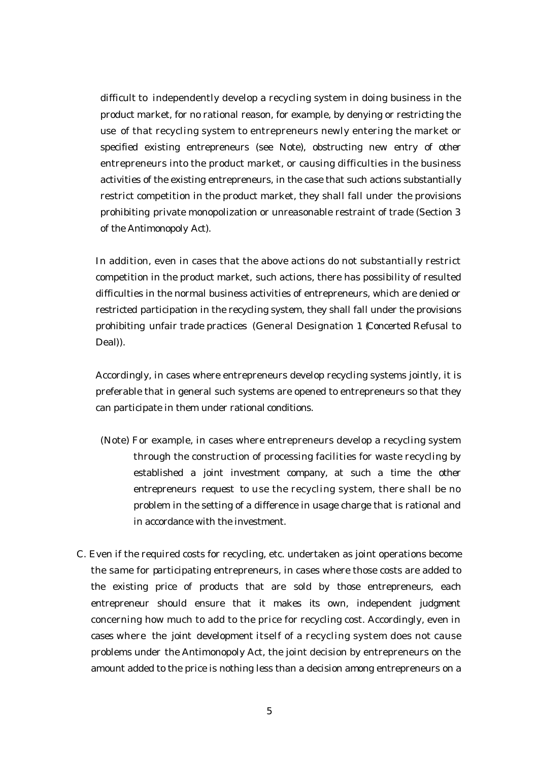difficult to independently develop a recycling system in doing business in the product market, for no rational reason, for example, by denying or restricting the use of that recycling system to entrepreneurs newly entering the market or specified existing entrepreneurs (see Note), obstructing new entry of other entrepreneurs into the product market, or causing difficulties in the business activities of the existing entrepreneurs, in the case that such actions substantially restrict competition in the product market, they shall fall under the provisions prohibiting private monopolization or unreasonable restraint of trade (Section 3 of the Antimonopoly Act).

In addition, even in cases that the above actions do not substantially restrict competition in the product market, such actions, there has possibility of resulted difficulties in the normal business activities of entrepreneurs, which are denied or restricted participation in the recycling system, they shall fall under the provisions prohibiting unfair trade practices (General Designation 1 (Concerted Refusal to Deal)).

Accordingly, in cases where entrepreneurs develop recycling systems jointly, it is preferable that in general such systems are opened to entrepreneurs so that they can participate in them under rational conditions.

(Note) For example, in cases where entrepreneurs develop a recycling system through the construction of processing facilities for waste recycling by established a joint investment company, at such a time the other entrepreneurs request to use the recycling system, there shall be no problem in the setting of a difference in usage charge that is rational and in accordance with the investment.

C. Even if the required costs for recycling, etc. undertaken as joint operations become the same for participating entrepreneurs, in cases where those costs are added to the existing price of products that are sold by those entrepreneurs, each entrepreneur should ensure that it makes its own, independent judgment concerning how much to add to the price for recycling cost. Accordingly, even in cases where the joint development itself of a recycling system does not cause problems under the Antimonopoly Act, the joint decision by entrepreneurs on the amount added to the price is nothing less than a decision among entrepreneurs on a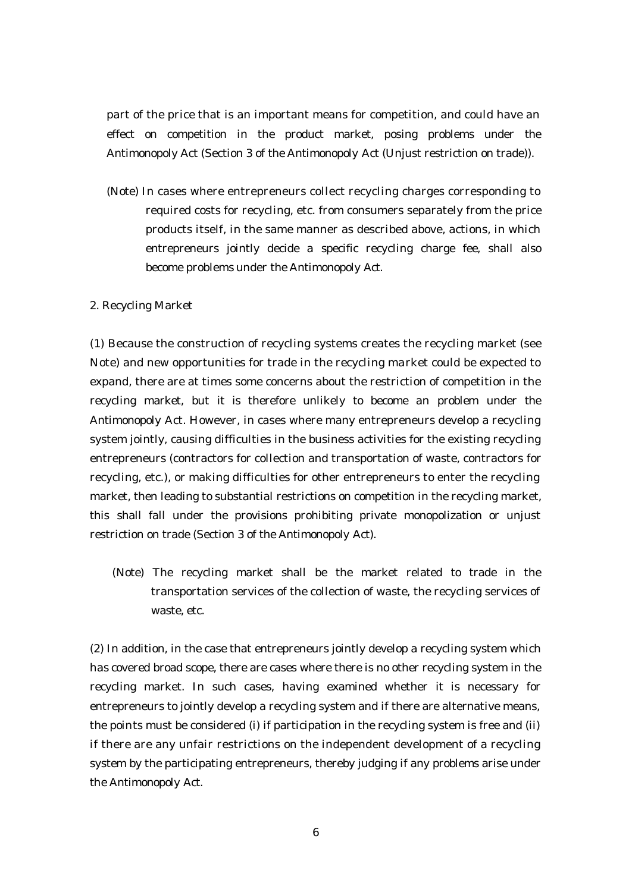part of the price that is an important means for competition, and could have an effect on competition in the product market, posing problems under the Antimonopoly Act (Section 3 of the Antimonopoly Act (Unjust restriction on trade)).

(Note) In cases where entrepreneurs collect recycling charges corresponding to required costs for recycling, etc. from consumers separately from the price products itself, in the same manner as described above, actions, in which entrepreneurs jointly decide a specific recycling charge fee, shall also become problems under the Antimonopoly Act.

2. Recycling Market

(1) Because the construction of recycling systems creates the recycling market (see Note) and new opportunities for trade in the recycling market could be expected to expand, there are at times some concerns about the restriction of competition in the recycling market, but it is therefore unlikely to become an problem under the Antimonopoly Act. However, in cases where many entrepreneurs develop a recycling system jointly, causing difficulties in the business activities for the existing recycling entrepreneurs (contractors for collection and transportation of waste, contractors for recycling, etc.), or making difficulties for other entrepreneurs to enter the recycling market, then leading to substantial restrictions on competition in the recycling market, this shall fall under the provisions prohibiting private monopolization or unjust restriction on trade (Section 3 of the Antimonopoly Act).

(Note) The recycling market shall be the market related to trade in the transportation services of the collection of waste, the recycling services of waste, etc.

(2) In addition, in the case that entrepreneurs jointly develop a recycling system which has covered broad scope, there are cases where there is no other recycling system in the recycling market. In such cases, having examined whether it is necessary for entrepreneurs to jointly develop a recycling system and if there are alternative means, the points must be considered (i) if participation in the recycling system is free and (ii) if there are any unfair restrictions on the independent development of a recycling system by the participating entrepreneurs, thereby judging if any problems arise under the Antimonopoly Act.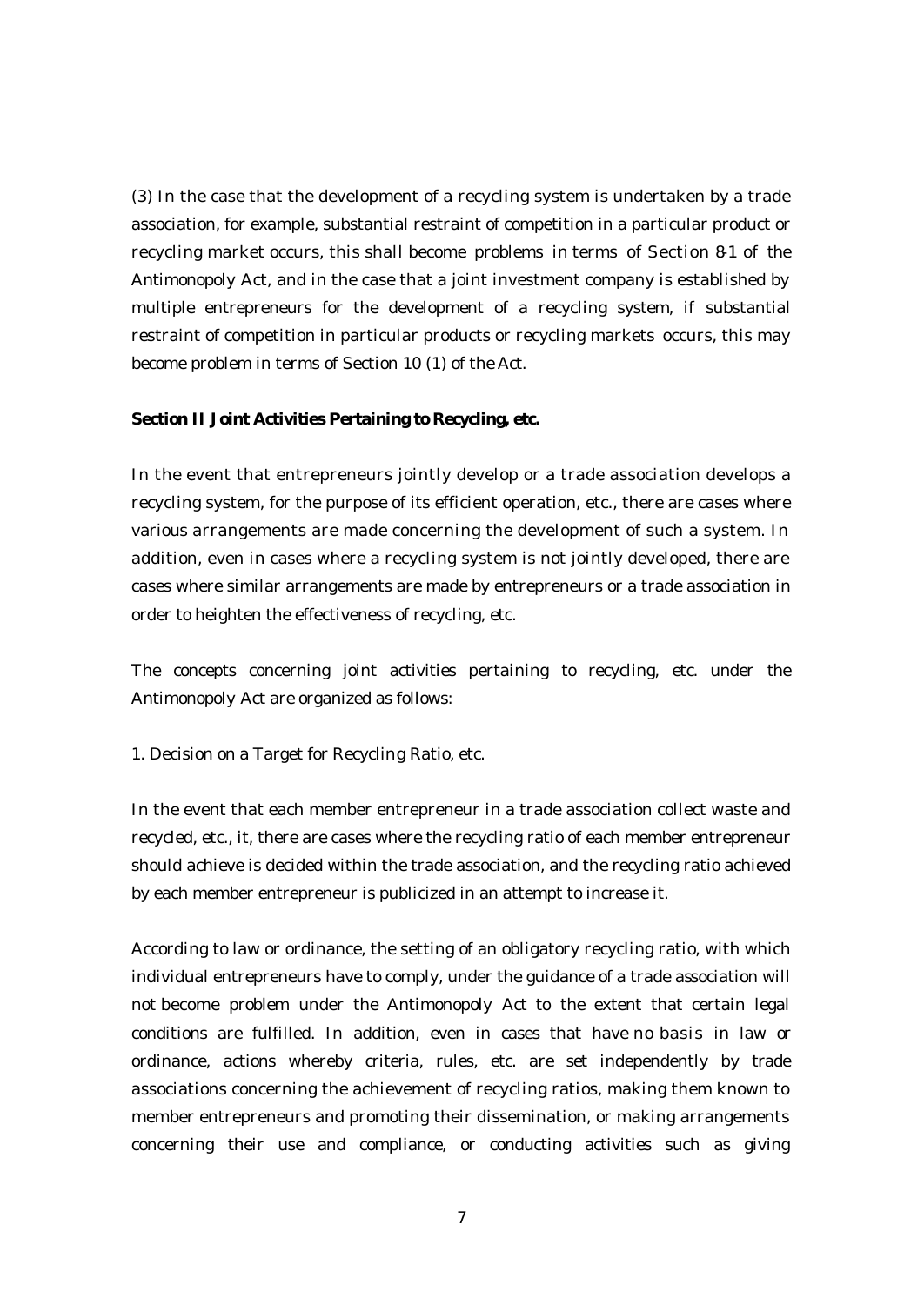(3) In the case that the development of a recycling system is undertaken by a trade association, for example, substantial restraint of competition in a particular product or recycling market occurs, this shall become problems in terms of Section 8-1 of the Antimonopoly Act, and in the case that a joint investment company is established by multiple entrepreneurs for the development of a recycling system, if substantial restraint of competition in particular products or recycling markets occurs, this may become problem in terms of Section 10 (1) of the Act.

**Section II Joint Activities Pertaining to Recycling, etc.**

In the event that entrepreneurs jointly develop or a trade association develops a recycling system, for the purpose of its efficient operation, etc., there are cases where various arrangements are made concerning the development of such a system. In addition, even in cases where a recycling system is not jointly developed, there are cases where similar arrangements are made by entrepreneurs or a trade association in order to heighten the effectiveness of recycling, etc.

The concepts concerning joint activities pertaining to recycling, etc. under the Antimonopoly Act are organized as follows:

1. Decision on a Target for Recycling Ratio, etc.

In the event that each member entrepreneur in a trade association collect waste and recycled, etc., it, there are cases where the recycling ratio of each member entrepreneur should achieve is decided within the trade association, and the recycling ratio achieved by each member entrepreneur is publicized in an attempt to increase it.

According to law or ordinance, the setting of an obligatory recycling ratio, with which individual entrepreneurs have to comply, under the guidance of a trade association will not become problem under the Antimonopoly Act to the extent that certain legal conditions are fulfilled. In addition, even in cases that have no basis in law or ordinance, actions whereby criteria, rules, etc. are set independently by trade associations concerning the achievement of recycling ratios, making them known to member entrepreneurs and promoting their dissemination, or making arrangements concerning their use and compliance, or conducting activities such as giving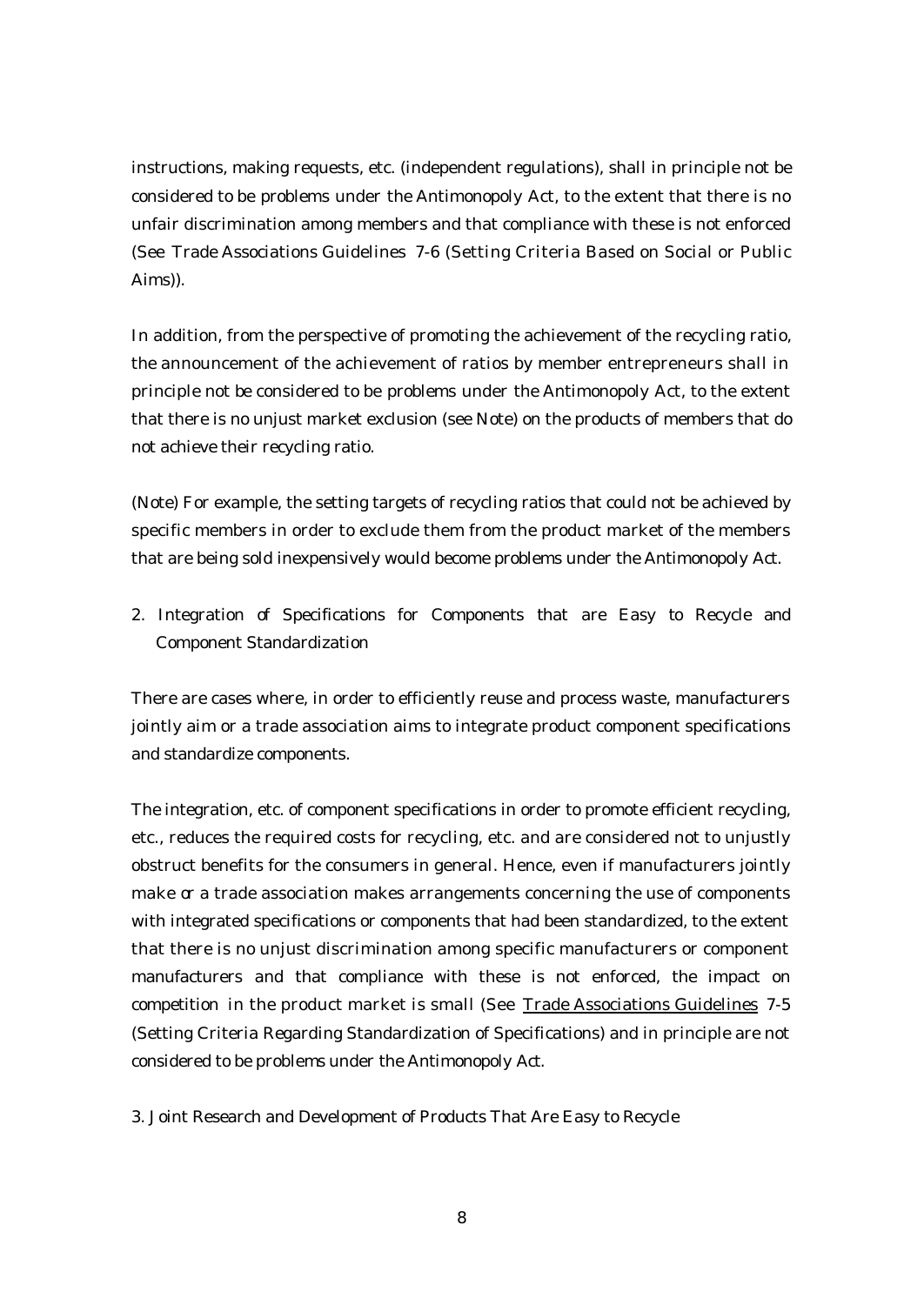instructions, making requests, etc. (independent regulations), shall in principle not be considered to be problems under the Antimonopoly Act, to the extent that there is no unfair discrimination among members and that compliance with these is not enforced (See Trade Associations Guidelines 7-6 (Setting Criteria Based on Social or Public Aims)).

In addition, from the perspective of promoting the achievement of the recycling ratio, the announcement of the achievement of ratios by member entrepreneurs shall in principle not be considered to be problems under the Antimonopoly Act, to the extent that there is no unjust market exclusion (see Note) on the products of members that do not achieve their recycling ratio.

(Note) For example, the setting targets of recycling ratios that could not be achieved by specific members in order to exclude them from the product market of the members that are being sold inexpensively would become problems under the Antimonopoly Act.

## 2. Integration of Specifications for Components that are Easy to Recycle and Component Standardization

There are cases where, in order to efficiently reuse and process waste, manufacturers jointly aim or a trade association aims to integrate product component specifications and standardize components.

The integration, etc. of component specifications in order to promote efficient recycling, etc., reduces the required costs for recycling, etc. and are considered not to unjustly obstruct benefits for the consumers in general. Hence, even if manufacturers jointly make or a trade association makes arrangements concerning the use of components with integrated specifications or components that had been standardized, to the extent that there is no unjust discrimination among specific manufacturers or component manufacturers and that compliance with these is not enforced, the impact on competition in the product market is small (See Trade Associations Guidelines 7-5 (Setting Criteria Regarding Standardization of Specifications) and in principle are not considered to be problems under the Antimonopoly Act.

## 3. Joint Research and Development of Products That Are Easy to Recycle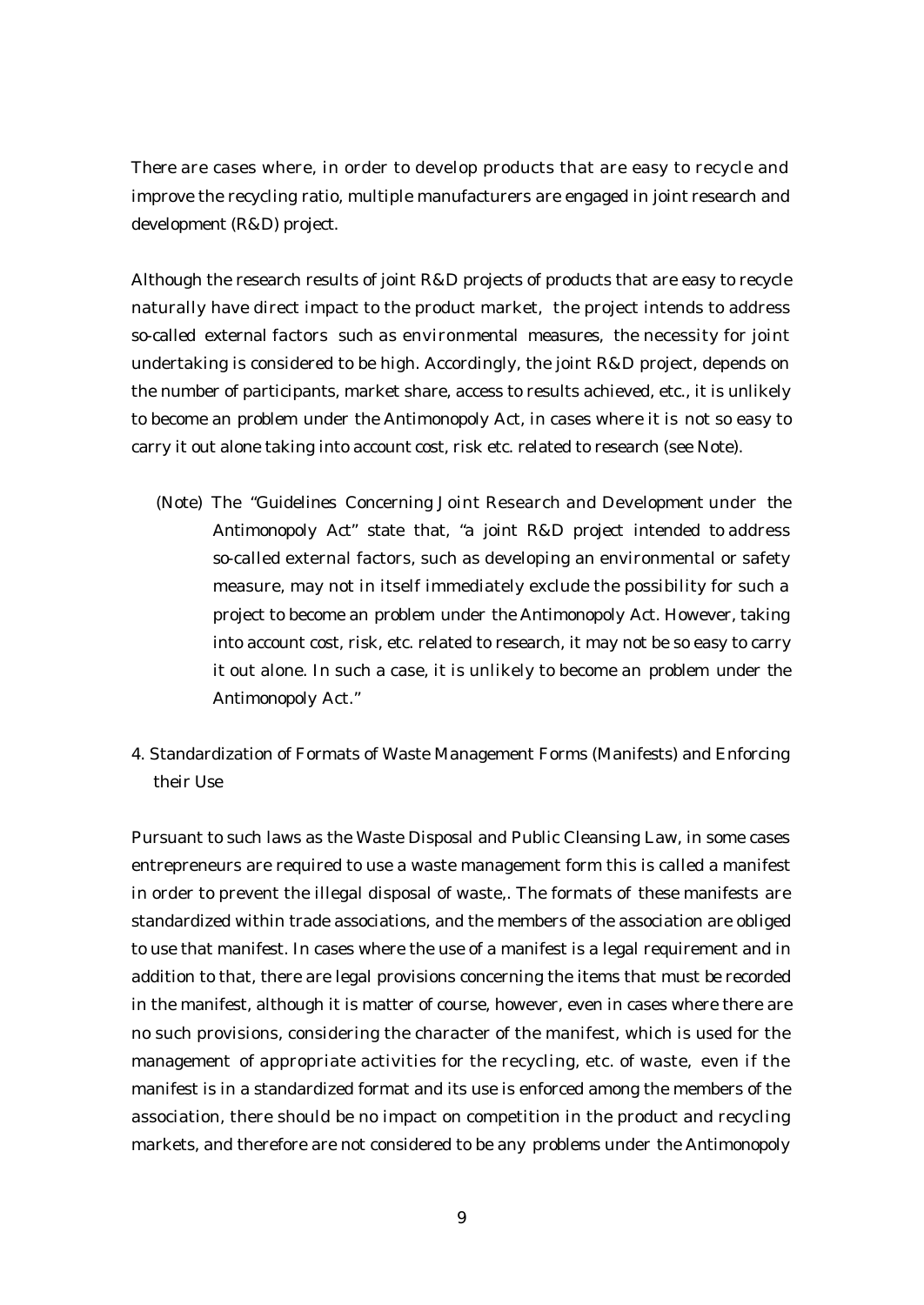There are cases where, in order to develop products that are easy to recycle and improve the recycling ratio, multiple manufacturers are engaged in joint research and development (R&D) project.

Although the research results of joint R&D projects of products that are easy to recycle naturally have direct impact to the product market, the project intends to address so-called external factors such as environmental measures, the necessity for joint undertaking is considered to be high. Accordingly, the joint R&D project, depends on the number of participants, market share, access to results achieved, etc., it is unlikely to become an problem under the Antimonopoly Act, in cases where it is not so easy to carry it out alone taking into account cost, risk etc. related to research (see Note).

(Note) The "Guidelines Concerning Joint Research and Development under the Antimonopoly Act" state that, "a joint R&D project intended to address so-called external factors, such as developing an environmental or safety measure, may not in itself immediately exclude the possibility for such a project to become an problem under the Antimonopoly Act. However, taking into account cost, risk, etc. related to research, it may not be so easy to carry it out alone. In such a case, it is unlikely to become an problem under the Antimonopoly Act."

## 4. Standardization of Formats of Waste Management Forms (Manifests) and Enforcing their Use

Pursuant to such laws as the Waste Disposal and Public Cleansing Law, in some cases entrepreneurs are required to use a waste management form this is called a manifest in order to prevent the illegal disposal of waste,. The formats of these manifests are standardized within trade associations, and the members of the association are obliged to use that manifest. In cases where the use of a manifest is a legal requirement and in addition to that, there are legal provisions concerning the items that must be recorded in the manifest, although it is matter of course, however, even in cases where there are no such provisions, considering the character of the manifest, which is used for the management of appropriate activities for the recycling, etc. of waste, even if the manifest is in a standardized format and its use is enforced among the members of the association, there should be no impact on competition in the product and recycling markets, and therefore are not considered to be any problems under the Antimonopoly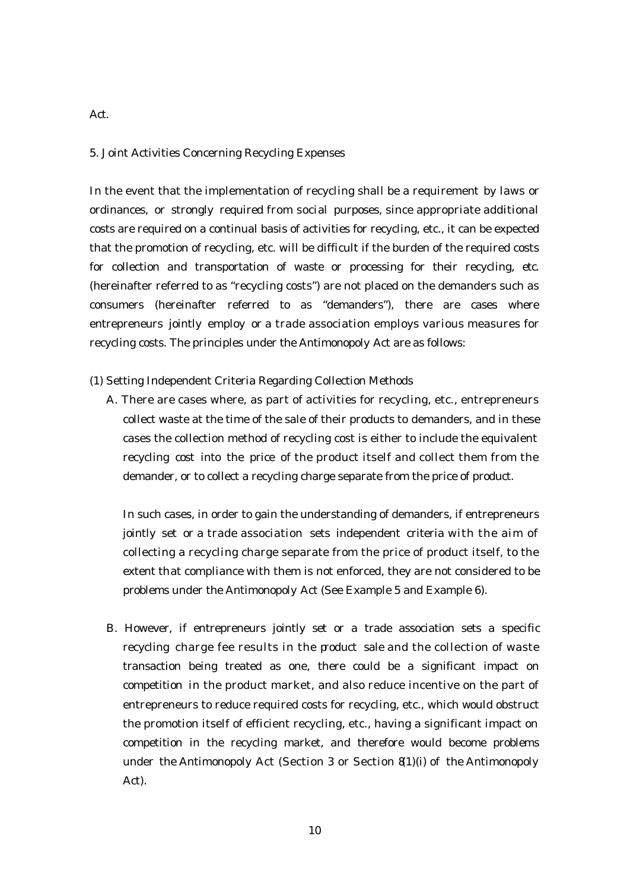Act.

5. Joint Activities Concerning Recycling Expenses

In the event that the implementation of recycling shall be a requirement by laws or ordinances, or strongly required from social purposes, since appropriate additional costs are required on a continual basis of activities for recycling, etc., it can be expected that the promotion of recycling, etc. will be difficult if the burden of the required costs for collection and transportation of waste or processing for their recycling, etc. (hereinafter referred to as "recycling costs") are not placed on the demanders such as consumers (hereinafter referred to as "demanders"), there are cases where entrepreneurs jointly employ or a trade association employs various measures for recycling costs. The principles under the Antimonopoly Act are as follows:

(1) Setting Independent Criteria Regarding Collection Methods

A. There are cases where, as part of activities for recycling, etc., entrepreneurs collect waste at the time of the sale of their products to demanders, and in these cases the collection method of recycling cost is either to include the equivalent recycling cost into the price of the product itself and collect them from the demander, or to collect a recycling charge separate from the price of product.

In such cases, in order to gain the understanding of demanders, if entrepreneurs jointly set or a trade association sets independent criteria with the aim of collecting a recycling charge separate from the price of product itself, to the extent that compliance with them is not enforced, they are not considered to be problems under the Antimonopoly Act (See Example 5 and Example 6).

B. However, if entrepreneurs jointly set or a trade association sets a specific recycling charge fee results in the product sale and the collection of waste transaction being treated as one, there could be a significant impact on competition in the product market, and also reduce incentive on the part of entrepreneurs to reduce required costs for recycling, etc., which would obstruct the promotion itself of efficient recycling, etc., having a significant impact on competition in the recycling market, and therefore would become problems under the Antimonopoly Act (Section 3 or Section 8(1)(i) of the Antimonopoly Act).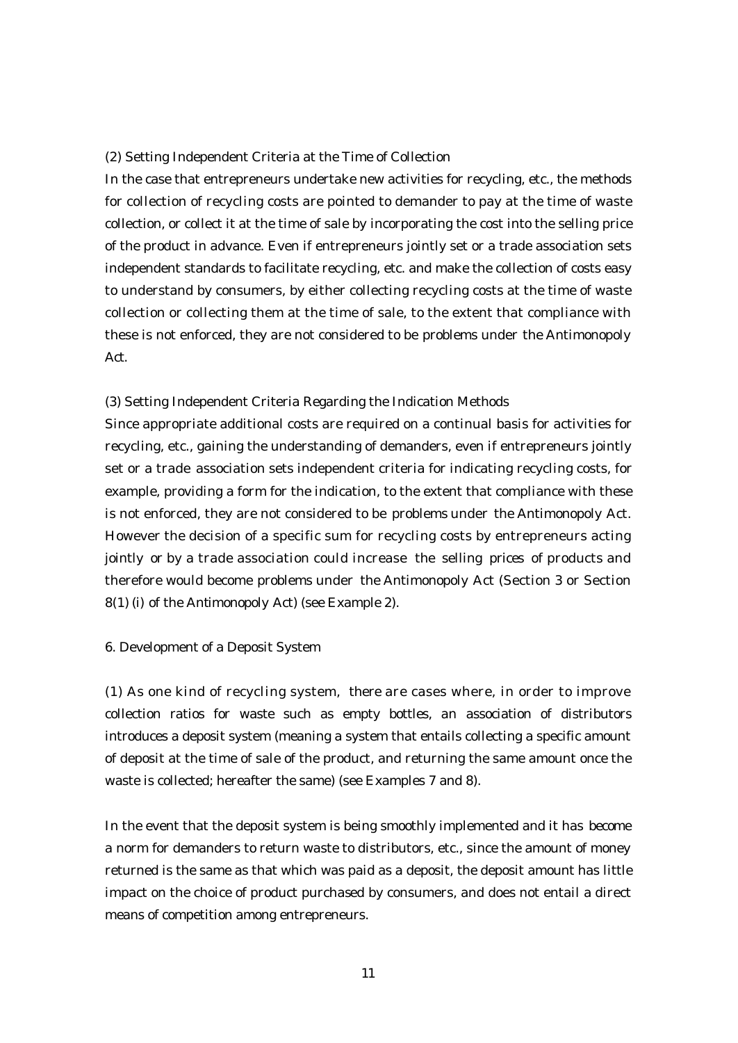### (2) Setting Independent Criteria at the Time of Collection

In the case that entrepreneurs undertake new activities for recycling, etc., the methods for collection of recycling costs are pointed to demander to pay at the time of waste collection, or collect it at the time of sale by incorporating the cost into the selling price of the product in advance. Even if entrepreneurs jointly set or a trade association sets independent standards to facilitate recycling, etc. and make the collection of costs easy to understand by consumers, by either collecting recycling costs at the time of waste collection or collecting them at the time of sale, to the extent that compliance with these is not enforced, they are not considered to be problems under the Antimonopoly Act.

### (3) Setting Independent Criteria Regarding the Indication Methods

Since appropriate additional costs are required on a continual basis for activities for recycling, etc., gaining the understanding of demanders, even if entrepreneurs jointly set or a trade association sets independent criteria for indicating recycling costs, for example, providing a form for the indication, to the extent that compliance with these is not enforced, they are not considered to be problems under the Antimonopoly Act. However the decision of a specific sum for recycling costs by entrepreneurs acting jointly or by a trade association could increase the selling prices of products and therefore would become problems under the Antimonopoly Act (Section 3 or Section 8(1) (i) of the Antimonopoly Act) (see Example 2).

## 6. Development of a Deposit System

(1) As one kind of recycling system, there are cases where, in order to improve collection ratios for waste such as empty bottles, an association of distributors introduces a deposit system (meaning a system that entails collecting a specific amount of deposit at the time of sale of the product, and returning the same amount once the waste is collected; hereafter the same) (see Examples 7 and 8).

In the event that the deposit system is being smoothly implemented and it has become a norm for demanders to return waste to distributors, etc., since the amount of money returned is the same as that which was paid as a deposit, the deposit amount has little impact on the choice of product purchased by consumers, and does not entail a direct means of competition among entrepreneurs.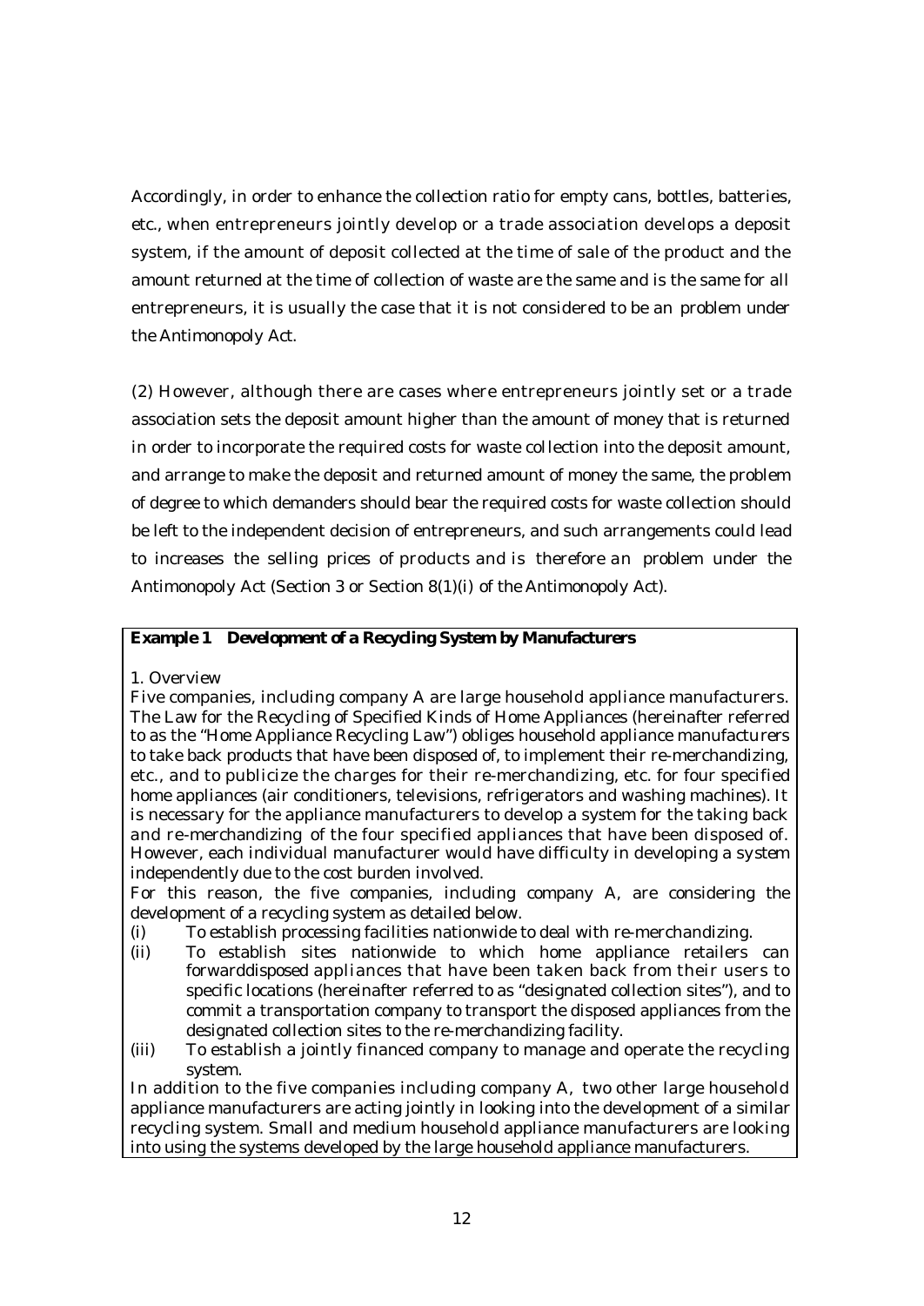Accordingly, in order to enhance the collection ratio for empty cans, bottles, batteries, etc., when entrepreneurs jointly develop or a trade association develops a deposit system, if the amount of deposit collected at the time of sale of the product and the amount returned at the time of collection of waste are the same and is the same for all entrepreneurs, it is usually the case that it is not considered to be an problem under the Antimonopoly Act.

(2) However, although there are cases where entrepreneurs jointly set or a trade association sets the deposit amount higher than the amount of money that is returned in order to incorporate the required costs for waste collection into the deposit amount, and arrange to make the deposit and returned amount of money the same, the problem of degree to which demanders should bear the required costs for waste collection should be left to the independent decision of entrepreneurs, and such arrangements could lead to increases the selling prices of products and is therefore an problem under the Antimonopoly Act (Section 3 or Section 8(1)(i) of the Antimonopoly Act).

**Example 1 Development of a Recycling System by Manufacturers**

1. Overview

Five companies, including company A are large household appliance manufacturers. The Law for the Recycling of Specified Kinds of Home Appliances (hereinafter referred to as the "Home Appliance Recycling Law") obliges household appliance manufacturers to take back products that have been disposed of, to implement their re-merchandizing, etc., and to publicize the charges for their re-merchandizing, etc. for four specified home appliances (air conditioners, televisions, refrigerators and washing machines). It is necessary for the appliance manufacturers to develop a system for the taking back and re-merchandizing of the four specified appliances that have been disposed of. However, each individual manufacturer would have difficulty in developing a system independently due to the cost burden involved.

For this reason, the five companies, including company A, are considering the development of a recycling system as detailed below.

(i) To establish processing facilities nationwide to deal with re-merchandizing.

(ii) To establish sites nationwide to which home appliance retailers can forwarddisposed appliances that have been taken back from their users to specific locations (hereinafter referred to as "designated collection sites"), and to commit a transportation company to transport the disposed appliances from the designated collection sites to the re-merchandizing facility.

(iii) To establish a jointly financed company to manage and operate the recycling system.

In addition to the five companies including company A, two other large household appliance manufacturers are acting jointly in looking into the development of a similar recycling system. Small and medium household appliance manufacturers are looking into using the systems developed by the large household appliance manufacturers.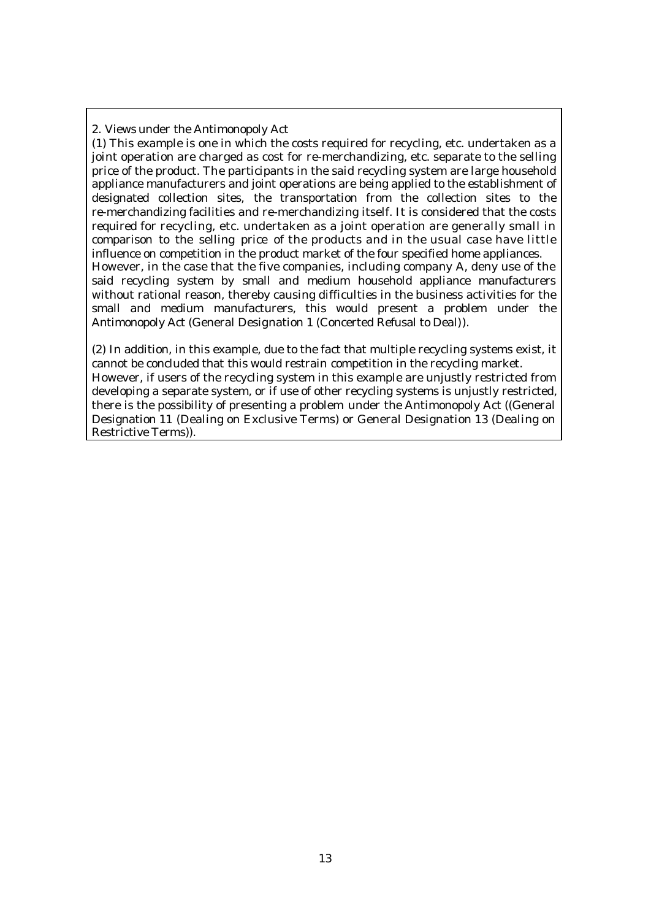2. Views under the Antimonopoly Act

(1) This example is one in which the costs required for recycling, etc. undertaken as a joint operation are charged as cost for re-merchandizing, etc. separate to the selling price of the product. The participants in the said recycling system are large household appliance manufacturers and joint operations are being applied to the establishment of designated collection sites, the transportation from the collection sites to the re-merchandizing facilities and re-merchandizing itself. It is considered that the costs required for recycling, etc. undertaken as a joint operation are generally small in comparison to the selling price of the products and in the usual case have little influence on competition in the product market of the four specified home appliances.
However, in the case that the five companies, including company A, deny use of the said recycling system by small and medium household appliance manufacturers without rational reason, thereby causing difficulties in the business activities for the small and medium manufacturers, this would present a problem under the Antimonopoly Act (General Designation 1 (Concerted Refusal to Deal)).

(2) In addition, in this example, due to the fact that multiple recycling systems exist, it cannot be concluded that this would restrain competition in the recycling market.
However, if users of the recycling system in this example are unjustly restricted from developing a separate system, or if use of other recycling systems is unjustly restricted, there is the possibility of presenting a problem under the Antimonopoly Act ((General Designation 11 (Dealing on Exclusive Terms) or General Designation 13 (Dealing on Restrictive Terms)).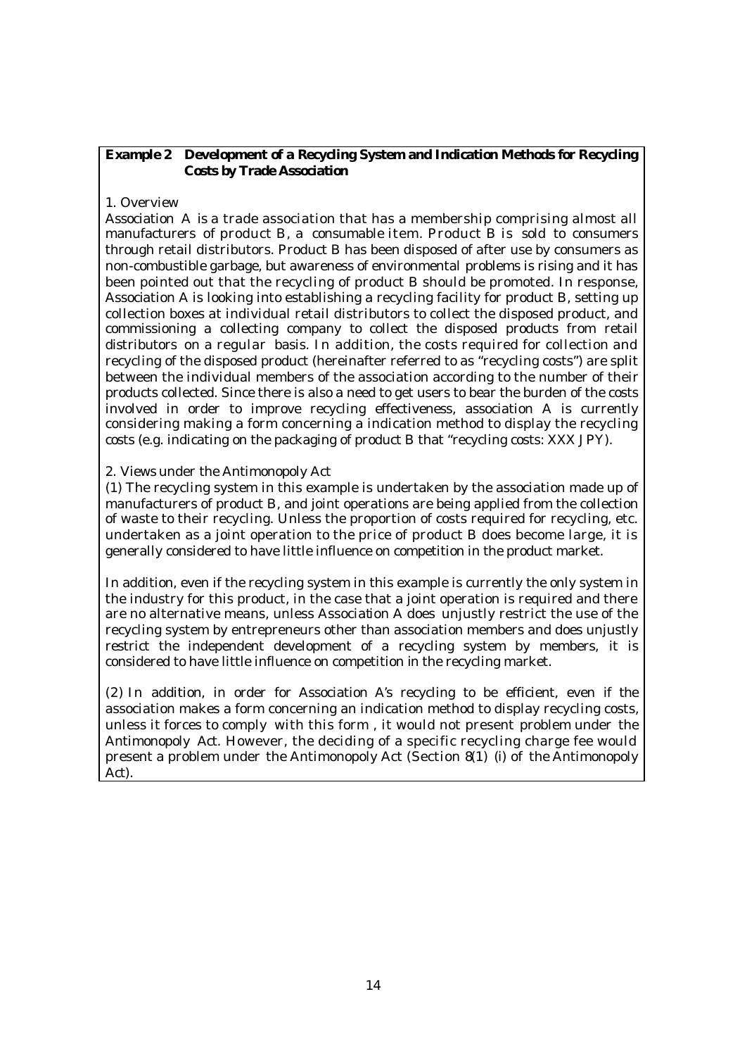**Example 2 Development of a Recycling System and Indication Methods for Recycling Costs by Trade Association**

1. Overview

Association A is a trade association that has a membership comprising almost all manufacturers of product B, a consumable item. Product B is sold to consumers through retail distributors. Product B has been disposed of after use by consumers as non-combustible garbage, but awareness of environmental problems is rising and it has been pointed out that the recycling of product B should be promoted. In response, Association A is looking into establishing a recycling facility for product B, setting up collection boxes at individual retail distributors to collect the disposed product, and commissioning a collecting company to collect the disposed products from retail distributors on a regular basis. In addition, the costs required for collection and recycling of the disposed product (hereinafter referred to as "recycling costs") are split between the individual members of the association according to the number of their products collected. Since there is also a need to get users to bear the burden of the costs involved in order to improve recycling effectiveness, association A is currently considering making a form concerning a indication method to display the recycling costs (e.g. indicating on the packaging of product B that "recycling costs: XXX JPY).

2. Views under the Antimonopoly Act

(1) The recycling system in this example is undertaken by the association made up of manufacturers of product B, and joint operations are being applied from the collection of waste to their recycling. Unless the proportion of costs required for recycling, etc. undertaken as a joint operation to the price of product B does become large, it is generally considered to have little influence on competition in the product market.

In addition, even if the recycling system in this example is currently the only system in the industry for this product, in the case that a joint operation is required and there are no alternative means, unless Association A does unjustly restrict the use of the recycling system by entrepreneurs other than association members and does unjustly restrict the independent development of a recycling system by members, it is considered to have little influence on competition in the recycling market.

(2) In addition, in order for Association A's recycling to be efficient, even if the association makes a form concerning an indication method to display recycling costs, unless it forces to comply with this form , it would not present problem under the Antimonopoly Act. However, the deciding of a specific recycling charge fee would present a problem under the Antimonopoly Act (Section 8(1) (i) of the Antimonopoly Act).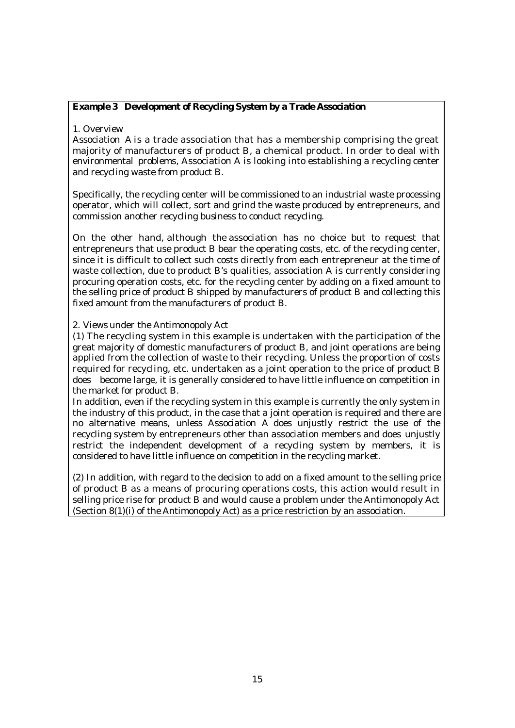**Example 3 Development of Recycling System by a Trade Association**

1. Overview

Association A is a trade association that has a membership comprising the great majority of manufacturers of product B, a chemical product. In order to deal with environmental problems, Association A is looking into establishing a recycling center and recycling waste from product B.

Specifically, the recycling center will be commissioned to an industrial waste processing operator, which will collect, sort and grind the waste produced by entrepreneurs, and commission another recycling business to conduct recycling.

On the other hand, although the association has no choice but to request that entrepreneurs that use product B bear the operating costs, etc. of the recycling center, since it is difficult to collect such costs directly from each entrepreneur at the time of waste collection, due to product B's qualities, association A is currently considering procuring operation costs, etc. for the recycling center by adding on a fixed amount to the selling price of product B shipped by manufacturers of product B and collecting this fixed amount from the manufacturers of product B.

2. Views under the Antimonopoly Act

(1) The recycling system in this example is undertaken with the participation of the great majority of domestic manufacturers of product B, and joint operations are being applied from the collection of waste to their recycling. Unless the proportion of costs required for recycling, etc. undertaken as a joint operation to the price of product B does become large, it is generally considered to have little influence on competition in the market for product B.

In addition, even if the recycling system in this example is currently the only system in the industry of this product, in the case that a joint operation is required and there are no alternative means, unless Association A does unjustly restrict the use of the recycling system by entrepreneurs other than association members and does unjustly restrict the independent development of a recycling system by members, it is considered to have little influence on competition in the recycling market.

(2) In addition, with regard to the decision to add on a fixed amount to the selling price of product B as a means of procuring operations costs, this action would result in selling price rise for product B and would cause a problem under the Antimonopoly Act (Section 8(1)(i) of the Antimonopoly Act) as a price restriction by an association.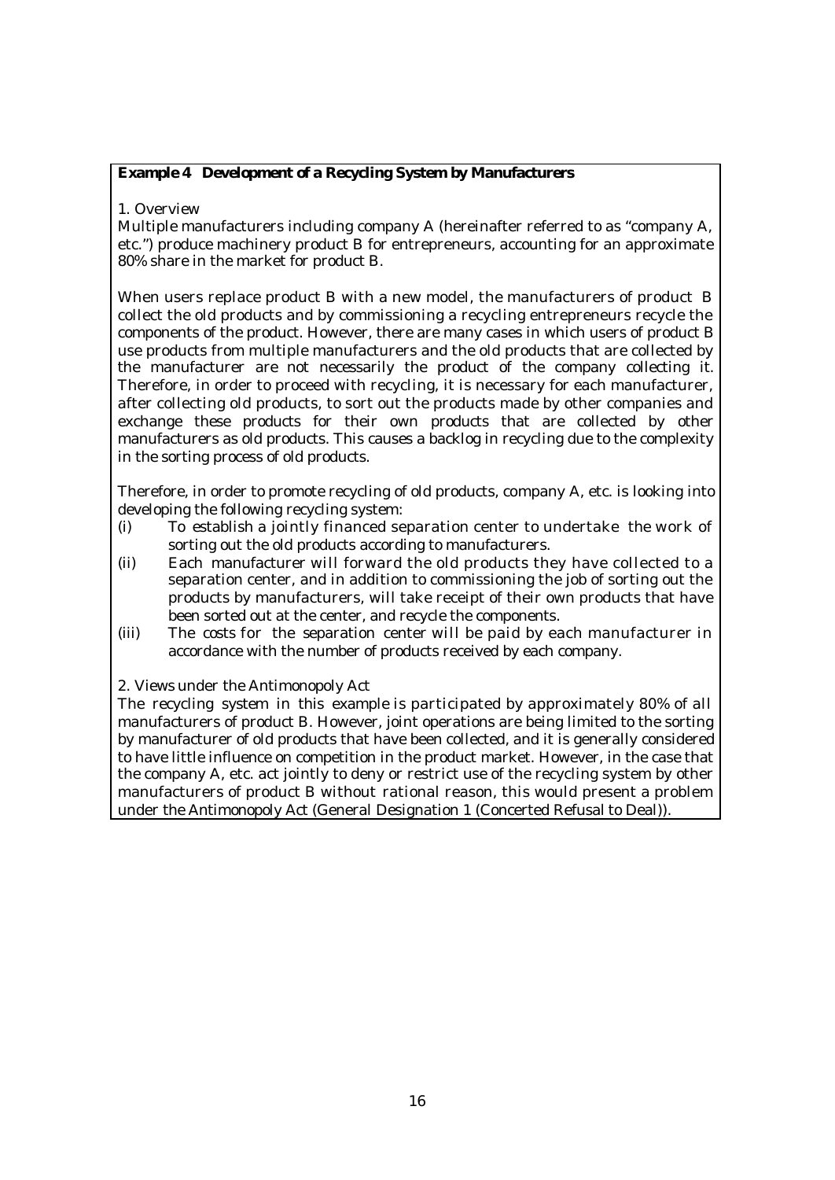**Example 4 Development of a Recycling System by Manufacturers**

1. Overview

Multiple manufacturers including company A (hereinafter referred to as "company A, etc.") produce machinery product B for entrepreneurs, accounting for an approximate 80% share in the market for product B.

When users replace product B with a new model, the manufacturers of product B collect the old products and by commissioning a recycling entrepreneurs recycle the components of the product. However, there are many cases in which users of product B use products from multiple manufacturers and the old products that are collected by the manufacturer are not necessarily the product of the company collecting it. Therefore, in order to proceed with recycling, it is necessary for each manufacturer, after collecting old products, to sort out the products made by other companies and exchange these products for their own products that are collected by other manufacturers as old products. This causes a backlog in recycling due to the complexity in the sorting process of old products.

Therefore, in order to promote recycling of old products, company A, etc. is looking into developing the following recycling system:

(i) To establish a jointly financed separation center to undertake the work of sorting out the old products according to manufacturers.
(ii) Each manufacturer will forward the old products they have collected to a separation center, and in addition to commissioning the job of sorting out the products by manufacturers, will take receipt of their own products that have been sorted out at the center, and recycle the components.
(iii) The costs for the separation center will be paid by each manufacturer in accordance with the number of products received by each company.

2. Views under the Antimonopoly Act

The recycling system in this example is participated by approximately 80% of all manufacturers of product B. However, joint operations are being limited to the sorting by manufacturer of old products that have been collected, and it is generally considered to have little influence on competition in the product market. However, in the case that the company A, etc. act jointly to deny or restrict use of the recycling system by other manufacturers of product B without rational reason, this would present a problem under the Antimonopoly Act (General Designation 1 (Concerted Refusal to Deal)).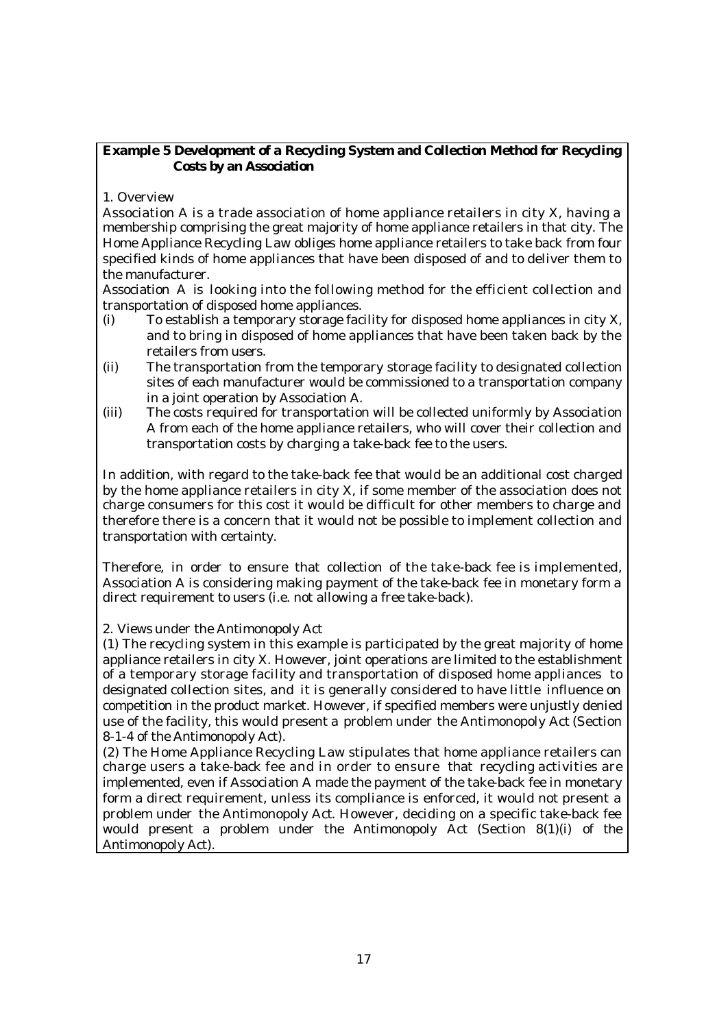**Example 5 Development of a Recycling System and Collection Method for Recycling Costs by an Association**

1. Overview

Association A is a trade association of home appliance retailers in city X, having a membership comprising the great majority of home appliance retailers in that city. The Home Appliance Recycling Law obliges home appliance retailers to take back from four specified kinds of home appliances that have been disposed of and to deliver them to the manufacturer.

Association A is looking into the following method for the efficient collection and transportation of disposed home appliances.

- (i) To establish a temporary storage facility for disposed home appliances in city X, and to bring in disposed of home appliances that have been taken back by the retailers from users.
- (ii) The transportation from the temporary storage facility to designated collection sites of each manufacturer would be commissioned to a transportation company in a joint operation by Association A.
- (iii) The costs required for transportation will be collected uniformly by Association A from each of the home appliance retailers, who will cover their collection and transportation costs by charging a take-back fee to the users.

In addition, with regard to the take-back fee that would be an additional cost charged by the home appliance retailers in city X, if some member of the association does not charge consumers for this cost it would be difficult for other members to charge and therefore there is a concern that it would not be possible to implement collection and transportation with certainty.

Therefore, in order to ensure that collection of the take-back fee is implemented, Association A is considering making payment of the take-back fee in monetary form a direct requirement to users (i.e. not allowing a free take-back).

2. Views under the Antimonopoly Act

(1) The recycling system in this example is participated by the great majority of home appliance retailers in city X. However, joint operations are limited to the establishment of a temporary storage facility and transportation of disposed home appliances to designated collection sites, and it is generally considered to have little influence on competition in the product market. However, if specified members were unjustly denied use of the facility, this would present a problem under the Antimonopoly Act (Section 8-1-4 of the Antimonopoly Act).

(2) The Home Appliance Recycling Law stipulates that home appliance retailers can charge users a take-back fee and in order to ensure that recycling activities are implemented, even if Association A made the payment of the take-back fee in monetary form a direct requirement, unless its compliance is enforced, it would not present a problem under the Antimonopoly Act. However, deciding on a specific take-back fee would present a problem under the Antimonopoly Act (Section 8(1)(i) of the Antimonopoly Act).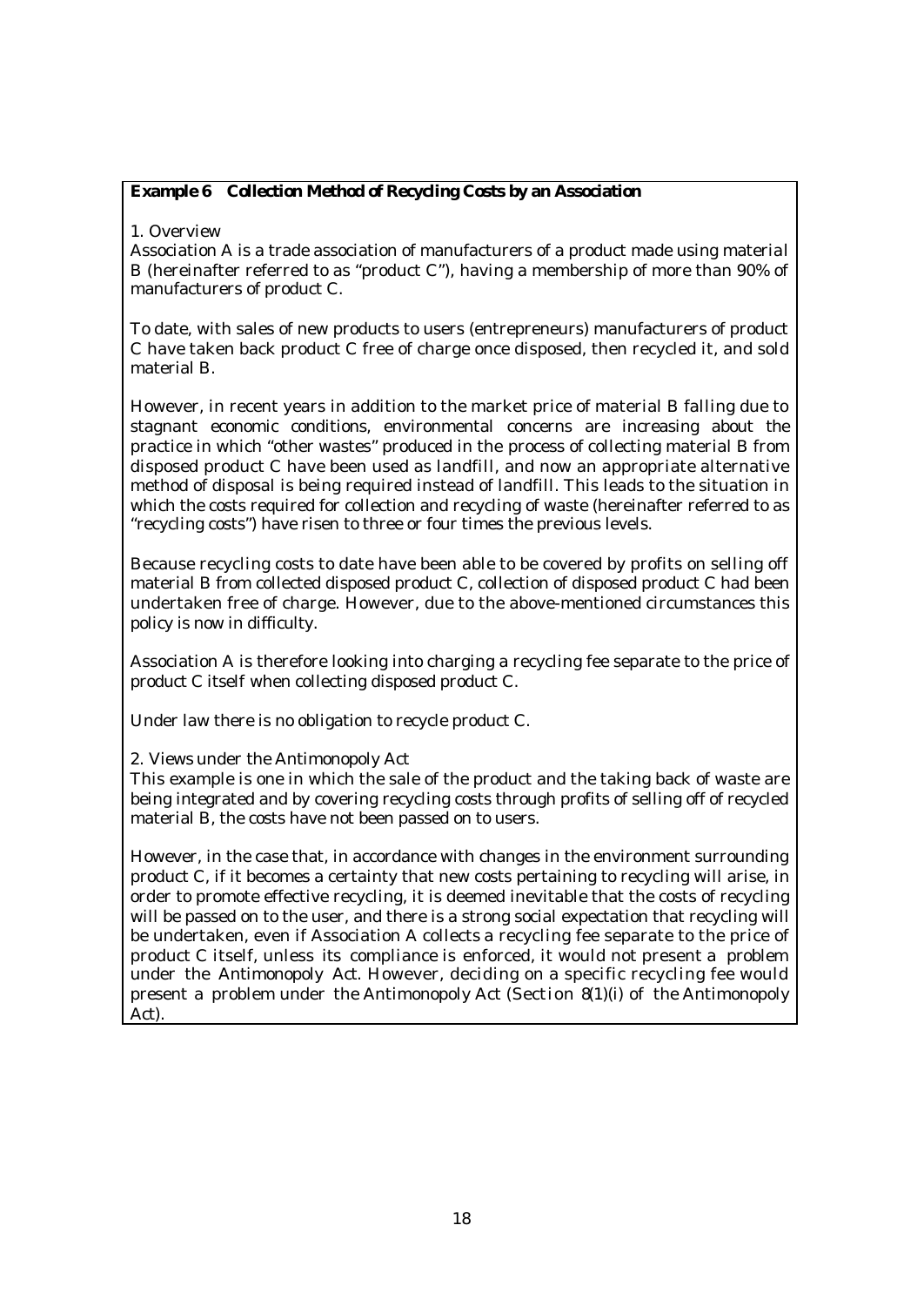**Example 6　Collection Method of Recycling Costs by an Association**

1. Overview

Association A is a trade association of manufacturers of a product made using material B (hereinafter referred to as "product C"), having a membership of more than 90% of manufacturers of product C.

To date, with sales of new products to users (entrepreneurs) manufacturers of product C have taken back product C free of charge once disposed, then recycled it, and sold material B.

However, in recent years in addition to the market price of material B falling due to stagnant economic conditions, environmental concerns are increasing about the practice in which "other wastes" produced in the process of collecting material B from disposed product C have been used as landfill, and now an appropriate alternative method of disposal is being required instead of landfill. This leads to the situation in which the costs required for collection and recycling of waste (hereinafter referred to as "recycling costs") have risen to three or four times the previous levels.

Because recycling costs to date have been able to be covered by profits on selling off material B from collected disposed product C, collection of disposed product C had been undertaken free of charge. However, due to the above-mentioned circumstances this policy is now in difficulty.

Association A is therefore looking into charging a recycling fee separate to the price of product C itself when collecting disposed product C.

Under law there is no obligation to recycle product C.

2. Views under the Antimonopoly Act

This example is one in which the sale of the product and the taking back of waste are being integrated and by covering recycling costs through profits of selling off of recycled material B, the costs have not been passed on to users.

However, in the case that, in accordance with changes in the environment surrounding product C, if it becomes a certainty that new costs pertaining to recycling will arise, in order to promote effective recycling, it is deemed inevitable that the costs of recycling will be passed on to the user, and there is a strong social expectation that recycling will be undertaken, even if Association A collects a recycling fee separate to the price of product C itself, unless its compliance is enforced, it would not present a problem under the Antimonopoly Act. However, deciding on a specific recycling fee would present a problem under the Antimonopoly Act (Section 8(1)(i) of the Antimonopoly Act).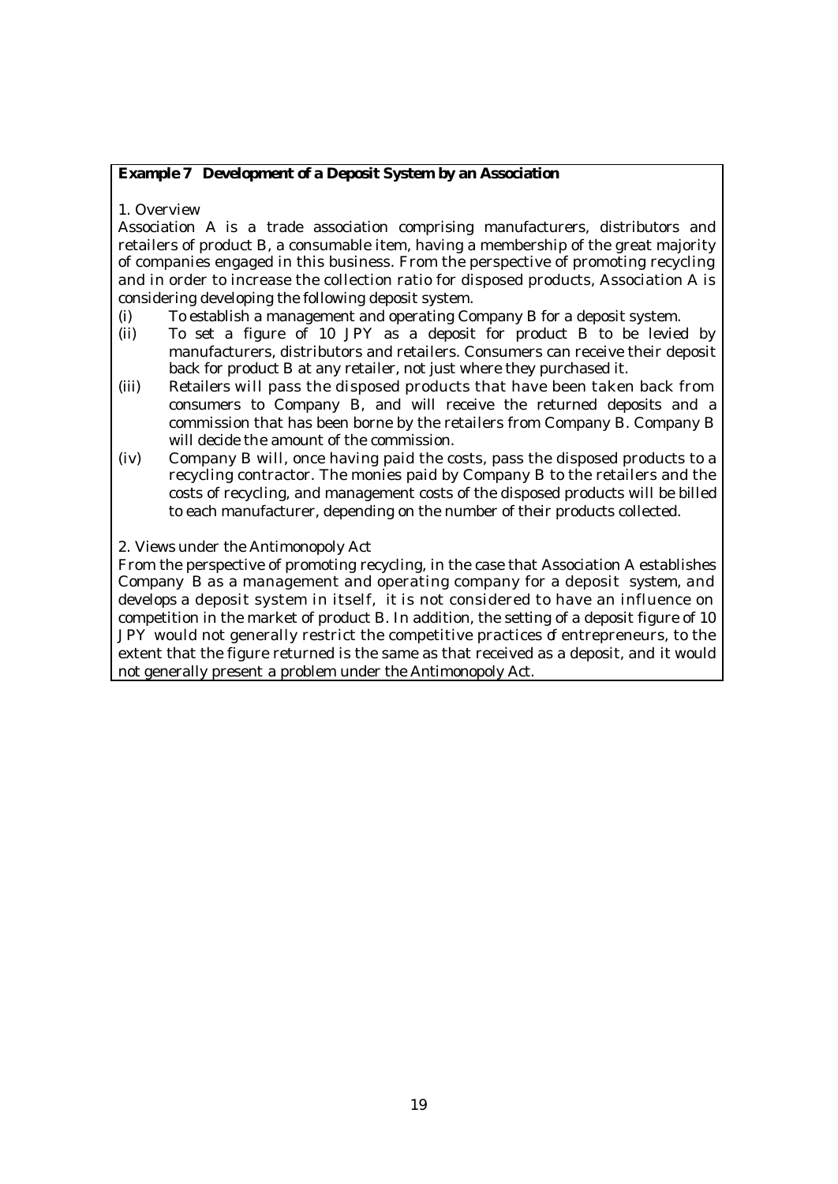**Example 7 Development of a Deposit System by an Association**

1. Overview

Association A is a trade association comprising manufacturers, distributors and retailers of product B, a consumable item, having a membership of the great majority of companies engaged in this business. From the perspective of promoting recycling and in order to increase the collection ratio for disposed products, Association A is considering developing the following deposit system.

(i) To establish a management and operating Company B for a deposit system.

(ii) To set a figure of 10 JPY as a deposit for product B to be levied by manufacturers, distributors and retailers. Consumers can receive their deposit back for product B at any retailer, not just where they purchased it.

(iii) Retailers will pass the disposed products that have been taken back from consumers to Company B, and will receive the returned deposits and a commission that has been borne by the retailers from Company B. Company B will decide the amount of the commission.

(iv) Company B will, once having paid the costs, pass the disposed products to a recycling contractor. The monies paid by Company B to the retailers and the costs of recycling, and management costs of the disposed products will be billed to each manufacturer, depending on the number of their products collected.

2. Views under the Antimonopoly Act

From the perspective of promoting recycling, in the case that Association A establishes Company B as a management and operating company for a deposit system, and develops a deposit system in itself, it is not considered to have an influence on competition in the market of product B. In addition, the setting of a deposit figure of 10 JPY would not generally restrict the competitive practices of entrepreneurs, to the extent that the figure returned is the same as that received as a deposit, and it would not generally present a problem under the Antimonopoly Act.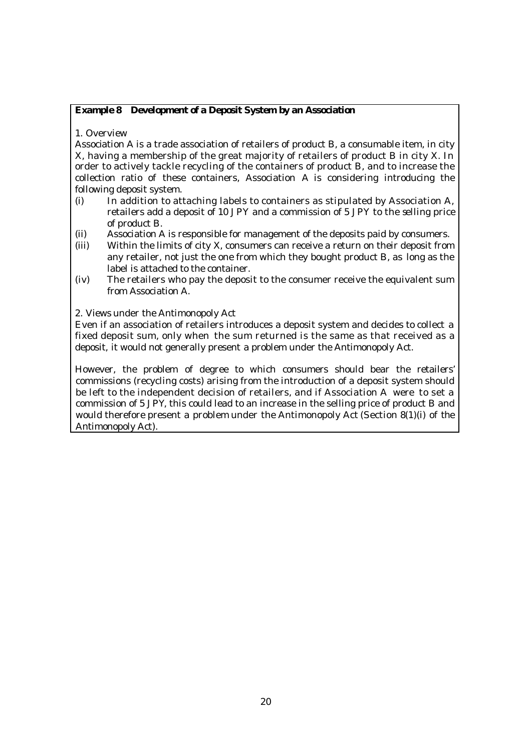**Example 8 Development of a Deposit System by an Association**

1. Overview

Association A is a trade association of retailers of product B, a consumable item, in city X, having a membership of the great majority of retailers of product B in city X. In order to actively tackle recycling of the containers of product B, and to increase the collection ratio of these containers, Association A is considering introducing the following deposit system.

(i) In addition to attaching labels to containers as stipulated by Association A, retailers add a deposit of 10 JPY and a commission of 5 JPY to the selling price of product B.

(ii) Association A is responsible for management of the deposits paid by consumers.

(iii) Within the limits of city X, consumers can receive a return on their deposit from any retailer, not just the one from which they bought product B, as long as the label is attached to the container.

(iv) The retailers who pay the deposit to the consumer receive the equivalent sum from Association A.

2. Views under the Antimonopoly Act

Even if an association of retailers introduces a deposit system and decides to collect a fixed deposit sum, only when the sum returned is the same as that received as a deposit, it would not generally present a problem under the Antimonopoly Act.

However, the problem of degree to which consumers should bear the retailers' commissions (recycling costs) arising from the introduction of a deposit system should be left to the independent decision of retailers, and if Association A were to set a commission of 5 JPY, this could lead to an increase in the selling price of product B and would therefore present a problem under the Antimonopoly Act (Section 8(1)(i) of the Antimonopoly Act).